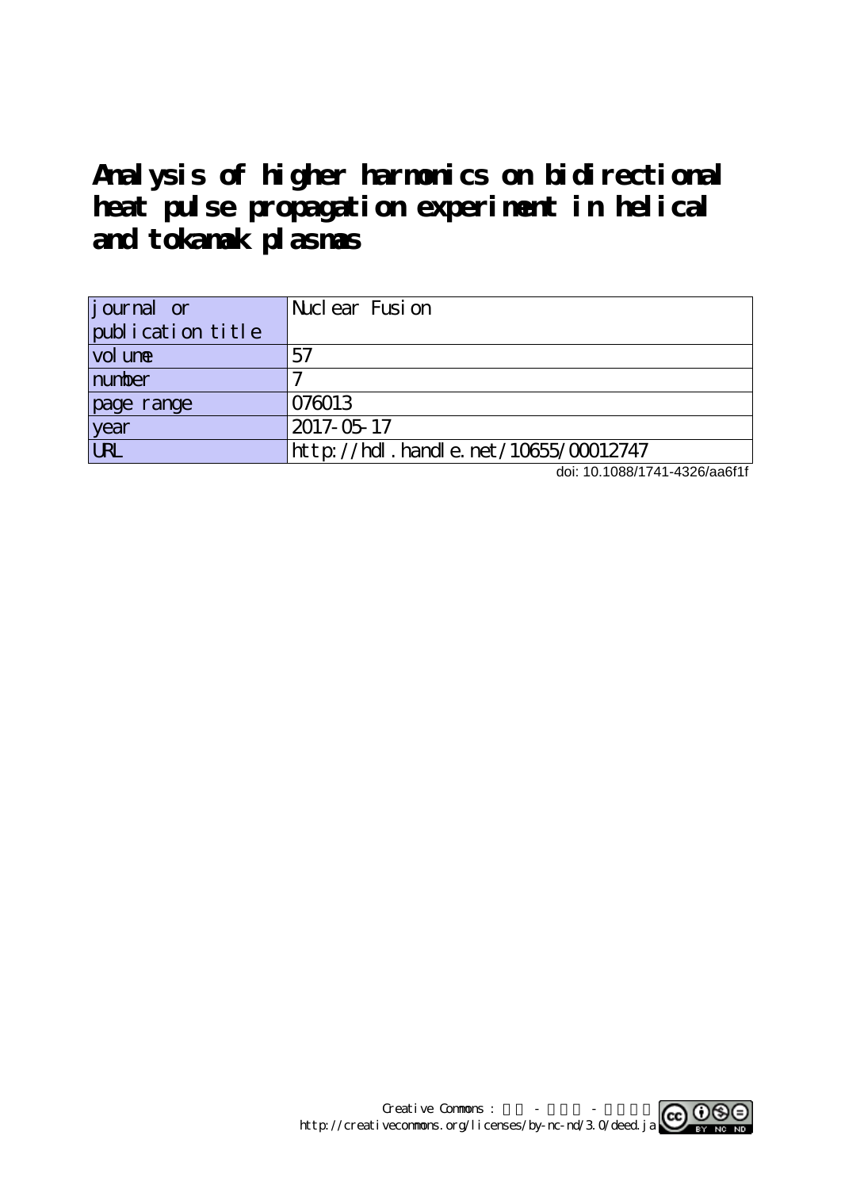# Analysis of higher harmonics on bidirectional heat pulse propagation experiment in helical and tokamak plasmas

| journal or publication title | Nuclear Fusion |
| --- | --- |
| volume | 57 |
| number | 7 |
| page range | 076013 |
| year | 2017-05-17 |
| URL | http://hdl.handle.net/10655/00012747 |

doi: 10.1088/1741-4326/aa6f1f

Creative Commons : 表示 - 非営利 - 改変禁止
http://creativecommons.org/licenses/by-nc-nd/3.0/deed.ja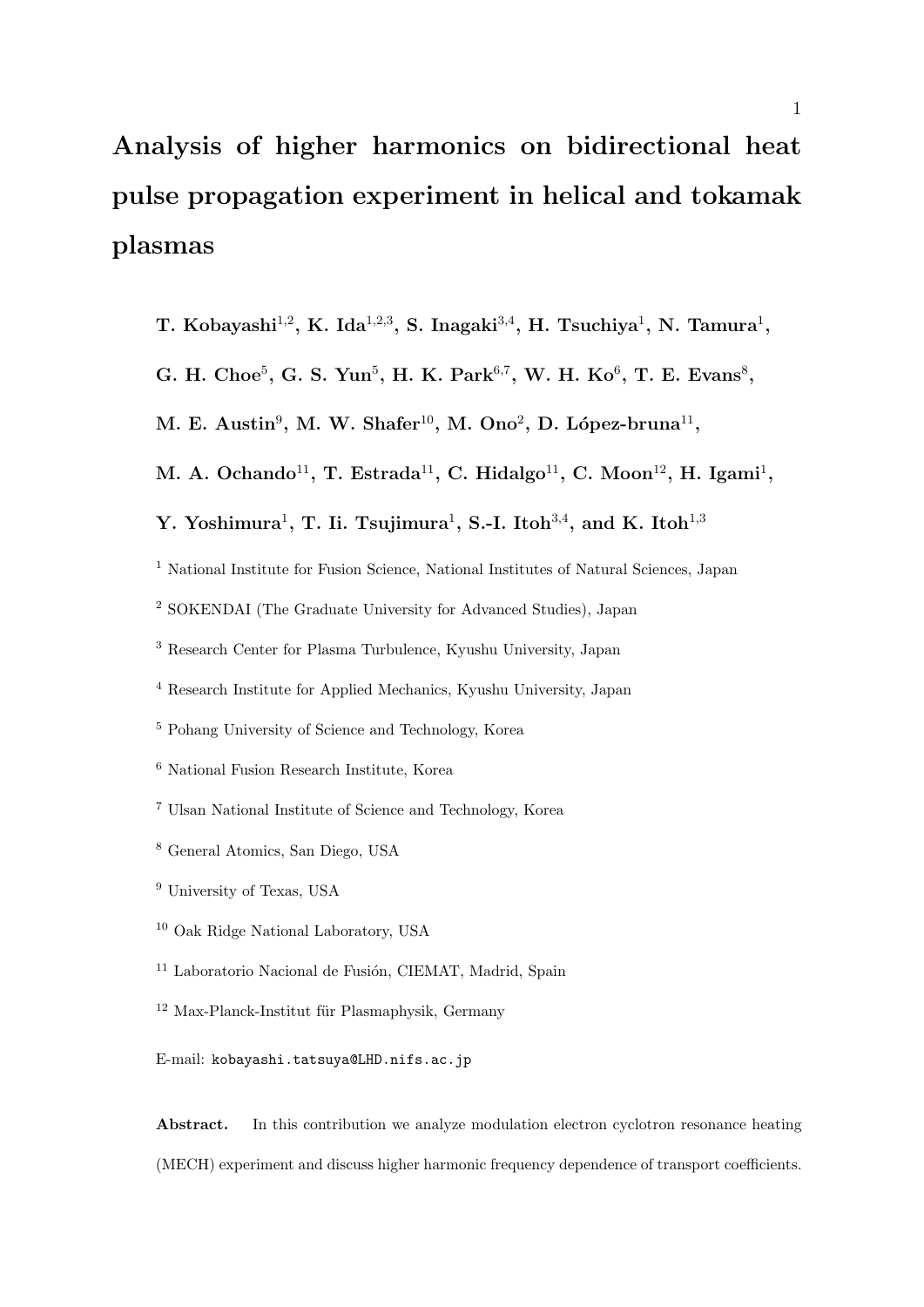# Analysis of higher harmonics on bidirectional heat pulse propagation experiment in helical and tokamak plasmas

**T. Kobayashi**[1,2], **K. Ida**[1,2,3], **S. Inagaki**[3,4], **H. Tsuchiya**[1], **N. Tamura**[1], **G. H. Choe**[5], **G. S. Yun**[5], **H. K. Park**[6,7], **W. H. Ko**[6], **T. E. Evans**[8], **M. E. Austin**[9], **M. W. Shafer**[10], **M. Ono**[2], **D. López-bruna**[11], **M. A. Ochando**[11], **T. Estrada**[11], **C. Hidalgo**[11], **C. Moon**[12], **H. Igami**[1], **Y. Yoshimura**[1], **T. Ii. Tsujimura**[1], **S.-I. Itoh**[3,4], **and K. Itoh**[1,3]

[1] National Institute for Fusion Science, National Institutes of Natural Sciences, Japan

[2] SOKENDAI (The Graduate University for Advanced Studies), Japan

[3] Research Center for Plasma Turbulence, Kyushu University, Japan

[4] Research Institute for Applied Mechanics, Kyushu University, Japan

[5] Pohang University of Science and Technology, Korea

[6] National Fusion Research Institute, Korea

[7] Ulsan National Institute of Science and Technology, Korea

[8] General Atomics, San Diego, USA

[9] University of Texas, USA

[10] Oak Ridge National Laboratory, USA

[11] Laboratorio Nacional de Fusión, CIEMAT, Madrid, Spain

[12] Max-Planck-Institut für Plasmaphysik, Germany

E-mail: kobayashi.tatsuya@LHD.nifs.ac.jp

**Abstract.** In this contribution we analyze modulation electron cyclotron resonance heating (MECH) experiment and discuss higher harmonic frequency dependence of transport coefficients.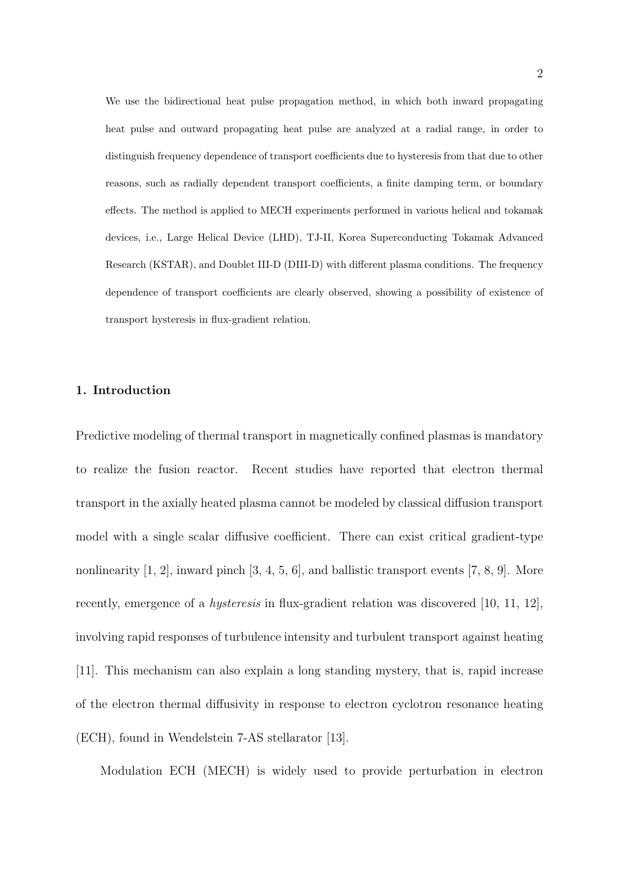We use the bidirectional heat pulse propagation method, in which both inward propagating heat pulse and outward propagating heat pulse are analyzed at a radial range, in order to distinguish frequency dependence of transport coefficients due to hysteresis from that due to other reasons, such as radially dependent transport coefficients, a finite damping term, or boundary effects. The method is applied to MECH experiments performed in various helical and tokamak devices, i.e., Large Helical Device (LHD), TJ-II, Korea Superconducting Tokamak Advanced Research (KSTAR), and Doublet III-D (DIII-D) with different plasma conditions. The frequency dependence of transport coefficients are clearly observed, showing a possibility of existence of transport hysteresis in flux-gradient relation.

## 1. Introduction

Predictive modeling of thermal transport in magnetically confined plasmas is mandatory to realize the fusion reactor. Recent studies have reported that electron thermal transport in the axially heated plasma cannot be modeled by classical diffusion transport model with a single scalar diffusive coefficient. There can exist critical gradient-type nonlinearity [1, 2], inward pinch [3, 4, 5, 6], and ballistic transport events [7, 8, 9]. More recently, emergence of a *hysteresis* in flux-gradient relation was discovered [10, 11, 12], involving rapid responses of turbulence intensity and turbulent transport against heating [11]. This mechanism can also explain a long standing mystery, that is, rapid increase of the electron thermal diffusivity in response to electron cyclotron resonance heating (ECH), found in Wendelstein 7-AS stellarator [13].

Modulation ECH (MECH) is widely used to provide perturbation in electron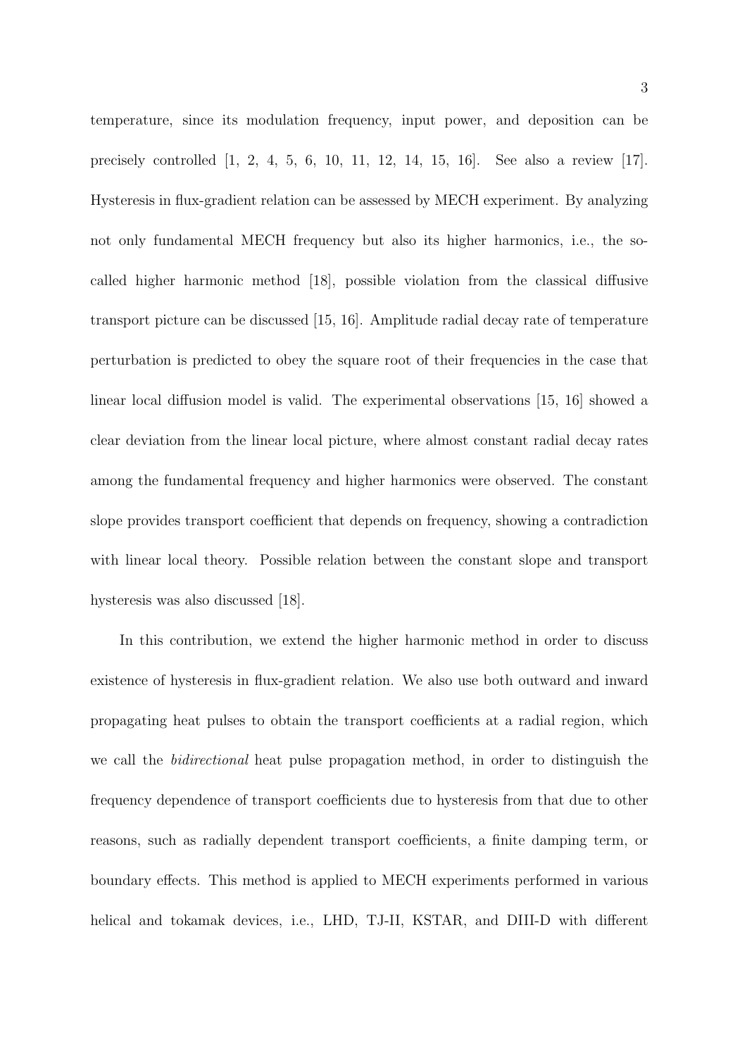temperature, since its modulation frequency, input power, and deposition can be precisely controlled [1, 2, 4, 5, 6, 10, 11, 12, 14, 15, 16]. See also a review [17]. Hysteresis in flux-gradient relation can be assessed by MECH experiment. By analyzing not only fundamental MECH frequency but also its higher harmonics, i.e., the so-called higher harmonic method [18], possible violation from the classical diffusive transport picture can be discussed [15, 16]. Amplitude radial decay rate of temperature perturbation is predicted to obey the square root of their frequencies in the case that linear local diffusion model is valid. The experimental observations [15, 16] showed a clear deviation from the linear local picture, where almost constant radial decay rates among the fundamental frequency and higher harmonics were observed. The constant slope provides transport coefficient that depends on frequency, showing a contradiction with linear local theory. Possible relation between the constant slope and transport hysteresis was also discussed [18].

In this contribution, we extend the higher harmonic method in order to discuss existence of hysteresis in flux-gradient relation. We also use both outward and inward propagating heat pulses to obtain the transport coefficients at a radial region, which we call the *bidirectional* heat pulse propagation method, in order to distinguish the frequency dependence of transport coefficients due to hysteresis from that due to other reasons, such as radially dependent transport coefficients, a finite damping term, or boundary effects. This method is applied to MECH experiments performed in various helical and tokamak devices, i.e., LHD, TJ-II, KSTAR, and DIII-D with different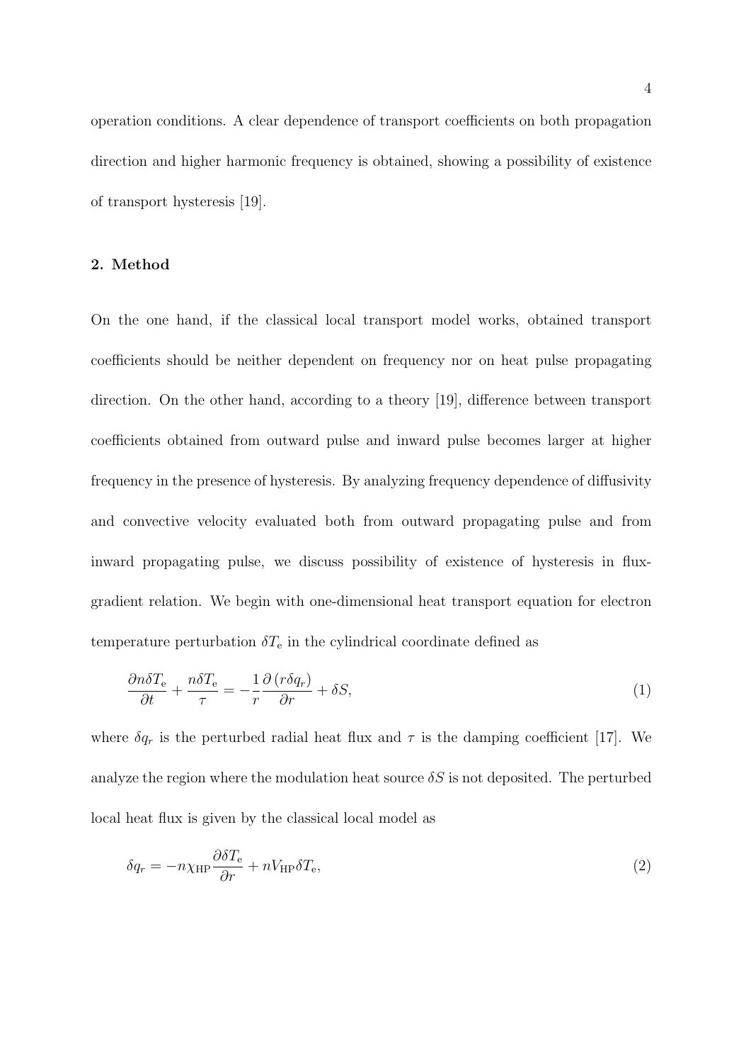operation conditions. A clear dependence of transport coefficients on both propagation direction and higher harmonic frequency is obtained, showing a possibility of existence of transport hysteresis [19].

## 2. Method

On the one hand, if the classical local transport model works, obtained transport coefficients should be neither dependent on frequency nor on heat pulse propagating direction. On the other hand, according to a theory [19], difference between transport coefficients obtained from outward pulse and inward pulse becomes larger at higher frequency in the presence of hysteresis. By analyzing frequency dependence of diffusivity and convective velocity evaluated both from outward propagating pulse and from inward propagating pulse, we discuss possibility of existence of hysteresis in flux-gradient relation. We begin with one-dimensional heat transport equation for electron temperature perturbation $\delta T_{\mathrm{e}}$ in the cylindrical coordinate defined as

$$\frac{\partial n\delta T_{\mathrm{e}}}{\partial t} + \frac{n\delta T_{\mathrm{e}}}{\tau} = -\frac{1}{r}\frac{\partial\left(r\delta q_r\right)}{\partial r} + \delta S, \tag{1}$$

where $\delta q_r$ is the perturbed radial heat flux and $\tau$ is the damping coefficient [17]. We analyze the region where the modulation heat source $\delta S$ is not deposited. The perturbed local heat flux is given by the classical local model as

$$\delta q_r = -n\chi_{\mathrm{HP}}\frac{\partial \delta T_{\mathrm{e}}}{\partial r} + nV_{\mathrm{HP}}\delta T_{\mathrm{e}}, \tag{2}$$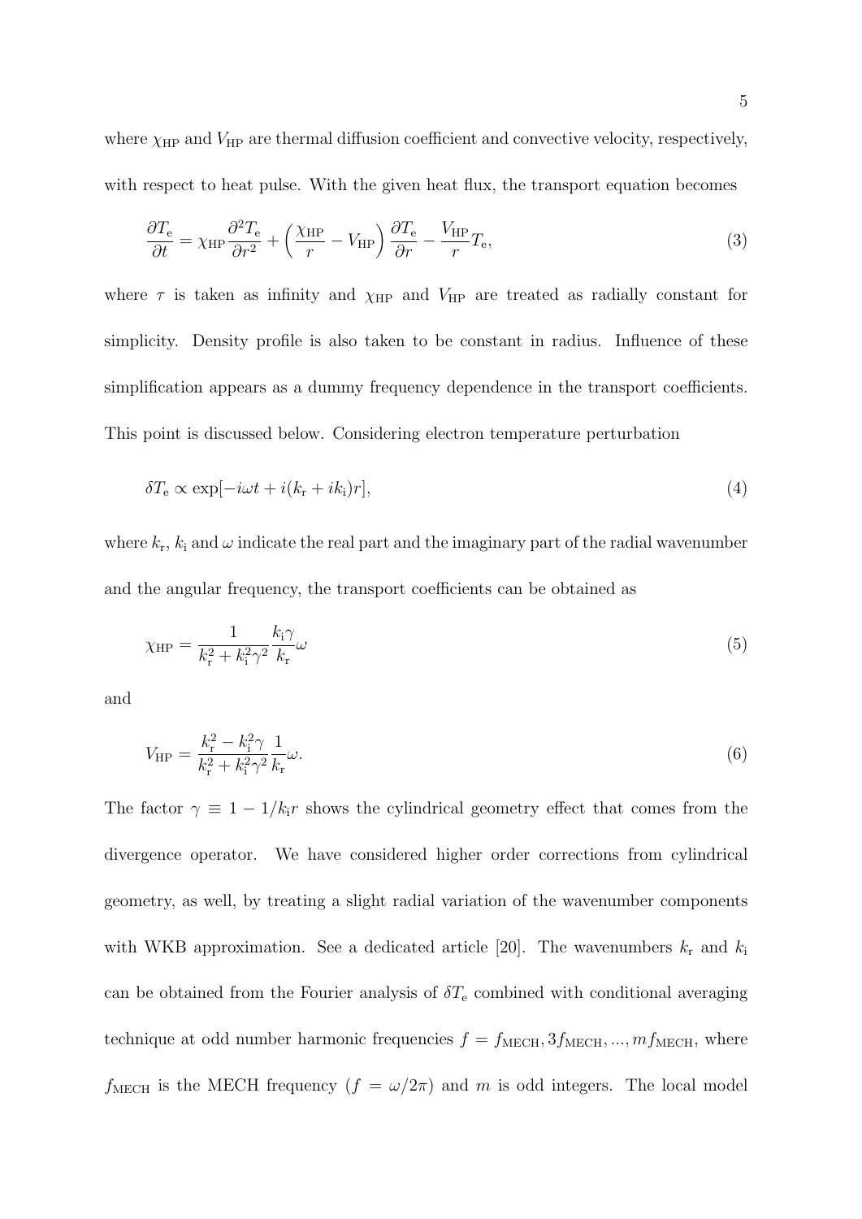where $\chi_{\mathrm{HP}}$ and $V_{\mathrm{HP}}$ are thermal diffusion coefficient and convective velocity, respectively, with respect to heat pulse. With the given heat flux, the transport equation becomes

$$\frac{\partial T_{\mathrm{e}}}{\partial t} = \chi_{\mathrm{HP}} \frac{\partial^2 T_{\mathrm{e}}}{\partial r^2} + \left( \frac{\chi_{\mathrm{HP}}}{r} - V_{\mathrm{HP}} \right) \frac{\partial T_{\mathrm{e}}}{\partial r} - \frac{V_{\mathrm{HP}}}{r} T_{\mathrm{e}}, \tag{3}$$

where $\tau$ is taken as infinity and $\chi_{\mathrm{HP}}$ and $V_{\mathrm{HP}}$ are treated as radially constant for simplicity. Density profile is also taken to be constant in radius. Influence of these simplification appears as a dummy frequency dependence in the transport coefficients. This point is discussed below. Considering electron temperature perturbation

$$\delta T_{\mathrm{e}} \propto \exp[-i\omega t + i(k_{\mathrm{r}} + ik_{\mathrm{i}})r], \tag{4}$$

where $k_{\mathrm{r}}$, $k_{\mathrm{i}}$ and $\omega$ indicate the real part and the imaginary part of the radial wavenumber and the angular frequency, the transport coefficients can be obtained as

$$\chi_{\mathrm{HP}} = \frac{1}{k_{\mathrm{r}}^2 + k_{\mathrm{i}}^2 \gamma^2} \frac{k_{\mathrm{i}} \gamma}{k_{\mathrm{r}}} \omega \tag{5}$$

and

$$V_{\mathrm{HP}} = \frac{k_{\mathrm{r}}^2 - k_{\mathrm{i}}^2 \gamma}{k_{\mathrm{r}}^2 + k_{\mathrm{i}}^2 \gamma^2} \frac{1}{k_{\mathrm{r}}} \omega. \tag{6}$$

The factor $\gamma \equiv 1 - 1/k_{\mathrm{i}} r$ shows the cylindrical geometry effect that comes from the divergence operator. We have considered higher order corrections from cylindrical geometry, as well, by treating a slight radial variation of the wavenumber components with WKB approximation. See a dedicated article [20]. The wavenumbers $k_{\mathrm{r}}$ and $k_{\mathrm{i}}$ can be obtained from the Fourier analysis of $\delta T_{\mathrm{e}}$ combined with conditional averaging technique at odd number harmonic frequencies $f = f_{\mathrm{MECH}}, 3f_{\mathrm{MECH}}, ..., mf_{\mathrm{MECH}}$, where $f_{\mathrm{MECH}}$ is the MECH frequency ($f = \omega/2\pi$) and $m$ is odd integers. The local model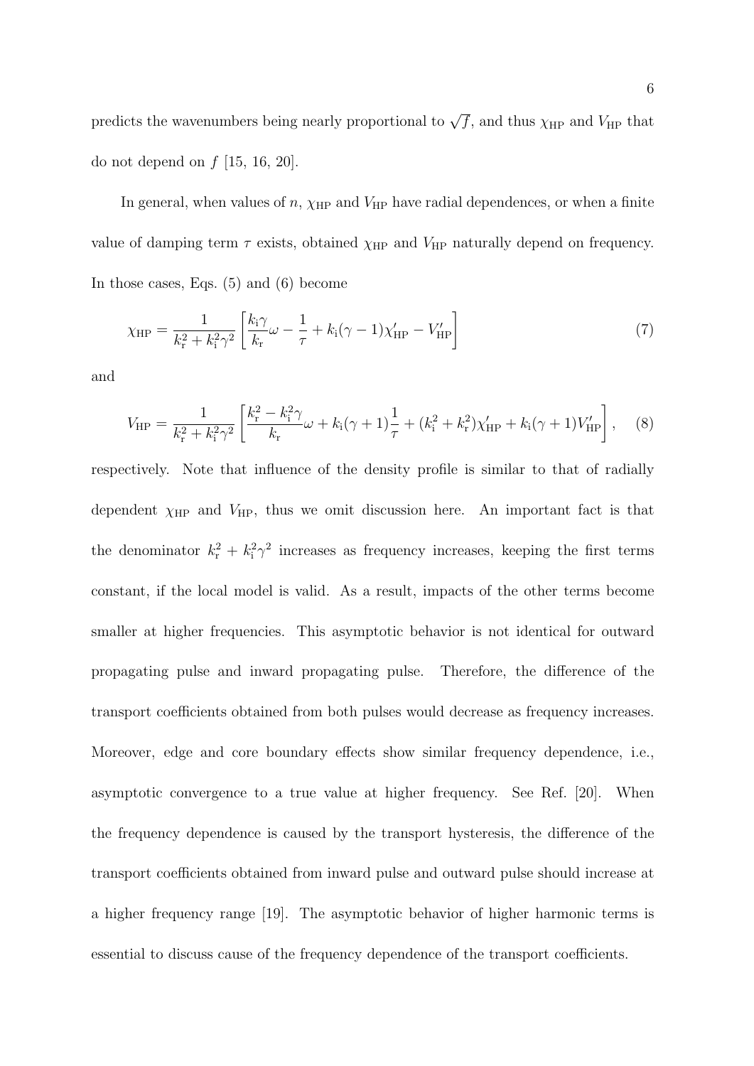predicts the wavenumbers being nearly proportional to $\sqrt{f}$, and thus $\chi_{\mathrm{HP}}$ and $V_{\mathrm{HP}}$ that do not depend on $f$ [15, 16, 20].

In general, when values of $n$, $\chi_{\mathrm{HP}}$ and $V_{\mathrm{HP}}$ have radial dependences, or when a finite value of damping term $\tau$ exists, obtained $\chi_{\mathrm{HP}}$ and $V_{\mathrm{HP}}$ naturally depend on frequency. In those cases, Eqs. (5) and (6) become

$$\chi_{\mathrm{HP}} = \frac{1}{k_{\mathrm{r}}^2 + k_{\mathrm{i}}^2\gamma^2}\left[\frac{k_{\mathrm{i}}\gamma}{k_{\mathrm{r}}}\omega - \frac{1}{\tau} + k_{\mathrm{i}}(\gamma - 1)\chi'_{\mathrm{HP}} - V'_{\mathrm{HP}}\right] \tag{7}$$

and

$$V_{\mathrm{HP}} = \frac{1}{k_{\mathrm{r}}^2 + k_{\mathrm{i}}^2\gamma^2}\left[\frac{k_{\mathrm{r}}^2 - k_{\mathrm{i}}^2\gamma}{k_{\mathrm{r}}}\omega + k_{\mathrm{i}}(\gamma + 1)\frac{1}{\tau} + (k_{\mathrm{i}}^2 + k_{\mathrm{r}}^2)\chi'_{\mathrm{HP}} + k_{\mathrm{i}}(\gamma + 1)V'_{\mathrm{HP}}\right], \tag{8}$$

respectively. Note that influence of the density profile is similar to that of radially dependent $\chi_{\mathrm{HP}}$ and $V_{\mathrm{HP}}$, thus we omit discussion here. An important fact is that the denominator $k_{\mathrm{r}}^2 + k_{\mathrm{i}}^2\gamma^2$ increases as frequency increases, keeping the first terms constant, if the local model is valid. As a result, impacts of the other terms become smaller at higher frequencies. This asymptotic behavior is not identical for outward propagating pulse and inward propagating pulse. Therefore, the difference of the transport coefficients obtained from both pulses would decrease as frequency increases. Moreover, edge and core boundary effects show similar frequency dependence, i.e., asymptotic convergence to a true value at higher frequency. See Ref. [20]. When the frequency dependence is caused by the transport hysteresis, the difference of the transport coefficients obtained from inward pulse and outward pulse should increase at a higher frequency range [19]. The asymptotic behavior of higher harmonic terms is essential to discuss cause of the frequency dependence of the transport coefficients.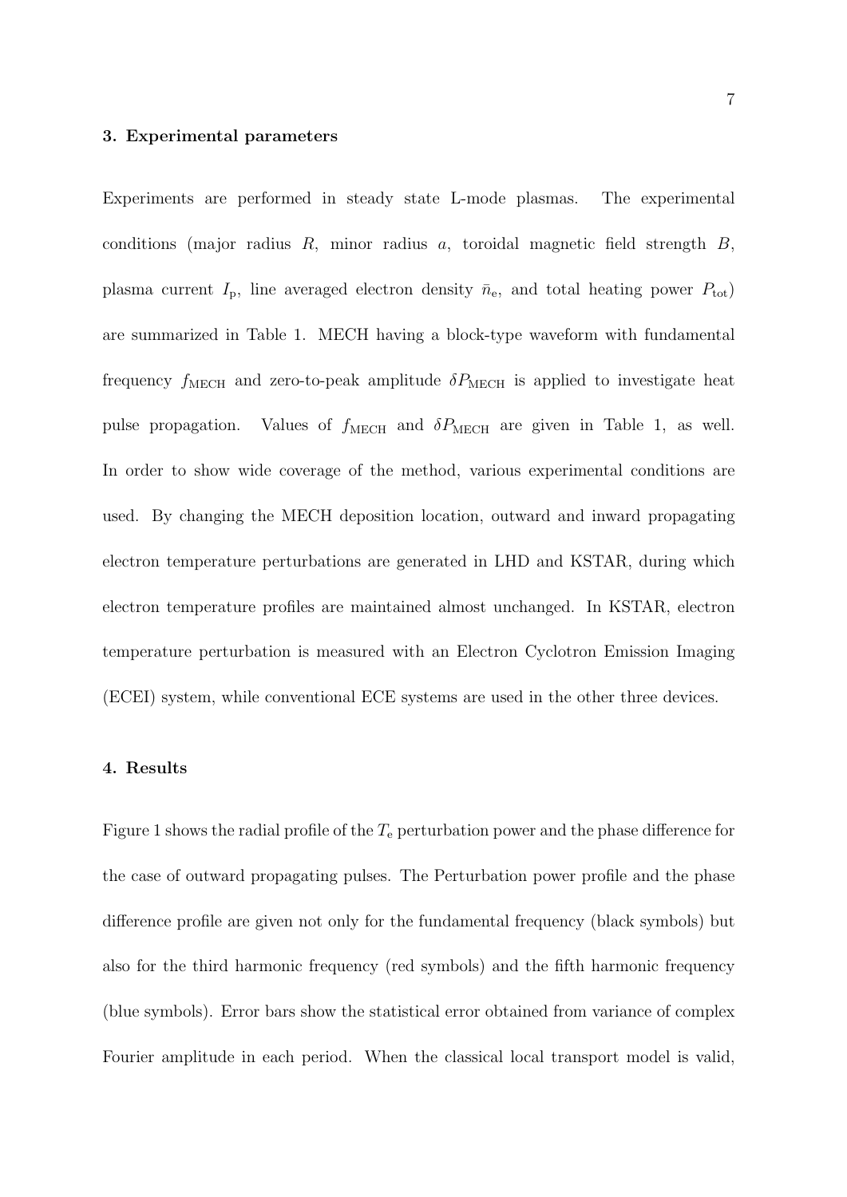## 3. Experimental parameters

Experiments are performed in steady state L-mode plasmas. The experimental conditions (major radius $R$, minor radius $a$, toroidal magnetic field strength $B$, plasma current $I_{\mathrm{p}}$, line averaged electron density $\bar{n}_{\mathrm{e}}$, and total heating power $P_{\mathrm{tot}}$) are summarized in Table 1. MECH having a block-type waveform with fundamental frequency $f_{\mathrm{MECH}}$ and zero-to-peak amplitude $\delta P_{\mathrm{MECH}}$ is applied to investigate heat pulse propagation. Values of $f_{\mathrm{MECH}}$ and $\delta P_{\mathrm{MECH}}$ are given in Table 1, as well. In order to show wide coverage of the method, various experimental conditions are used. By changing the MECH deposition location, outward and inward propagating electron temperature perturbations are generated in LHD and KSTAR, during which electron temperature profiles are maintained almost unchanged. In KSTAR, electron temperature perturbation is measured with an Electron Cyclotron Emission Imaging (ECEI) system, while conventional ECE systems are used in the other three devices.

## 4. Results

Figure 1 shows the radial profile of the $T_{\mathrm{e}}$ perturbation power and the phase difference for the case of outward propagating pulses. The Perturbation power profile and the phase difference profile are given not only for the fundamental frequency (black symbols) but also for the third harmonic frequency (red symbols) and the fifth harmonic frequency (blue symbols). Error bars show the statistical error obtained from variance of complex Fourier amplitude in each period. When the classical local transport model is valid,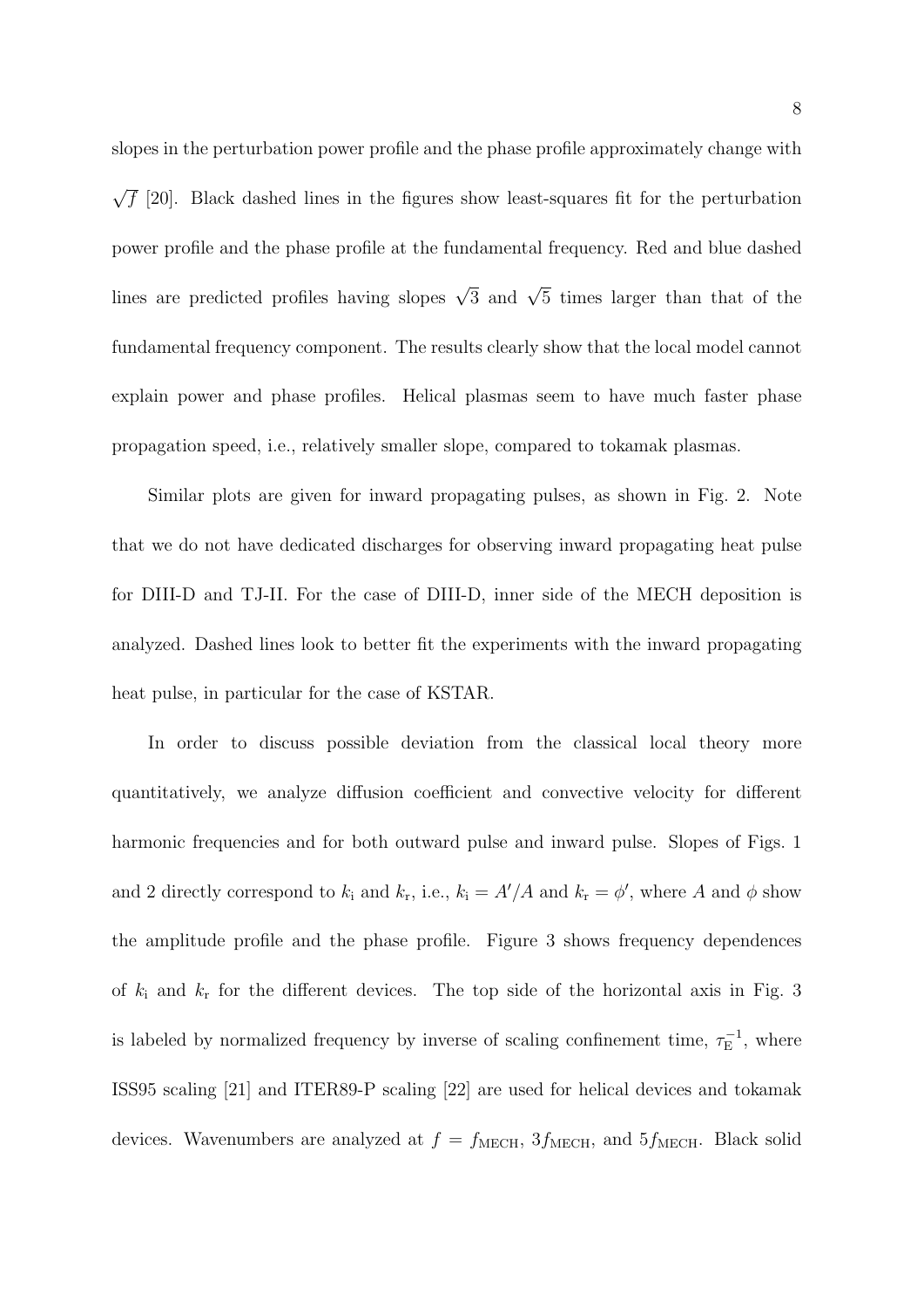slopes in the perturbation power profile and the phase profile approximately change with $\sqrt{f}$ [20]. Black dashed lines in the figures show least-squares fit for the perturbation power profile and the phase profile at the fundamental frequency. Red and blue dashed lines are predicted profiles having slopes $\sqrt{3}$ and $\sqrt{5}$ times larger than that of the fundamental frequency component. The results clearly show that the local model cannot explain power and phase profiles. Helical plasmas seem to have much faster phase propagation speed, i.e., relatively smaller slope, compared to tokamak plasmas.

Similar plots are given for inward propagating pulses, as shown in Fig. 2. Note that we do not have dedicated discharges for observing inward propagating heat pulse for DIII-D and TJ-II. For the case of DIII-D, inner side of the MECH deposition is analyzed. Dashed lines look to better fit the experiments with the inward propagating heat pulse, in particular for the case of KSTAR.

In order to discuss possible deviation from the classical local theory more quantitatively, we analyze diffusion coefficient and convective velocity for different harmonic frequencies and for both outward pulse and inward pulse. Slopes of Figs. 1 and 2 directly correspond to $k_{\rm i}$ and $k_{\rm r}$, i.e., $k_{\rm i} = A'/A$ and $k_{\rm r} = \phi'$, where $A$ and $\phi$ show the amplitude profile and the phase profile. Figure 3 shows frequency dependences of $k_{\rm i}$ and $k_{\rm r}$ for the different devices. The top side of the horizontal axis in Fig. 3 is labeled by normalized frequency by inverse of scaling confinement time, $\tau_{\rm E}^{-1}$, where ISS95 scaling [21] and ITER89-P scaling [22] are used for helical devices and tokamak devices. Wavenumbers are analyzed at $f = f_{\rm MECH}$, $3f_{\rm MECH}$, and $5f_{\rm MECH}$. Black solid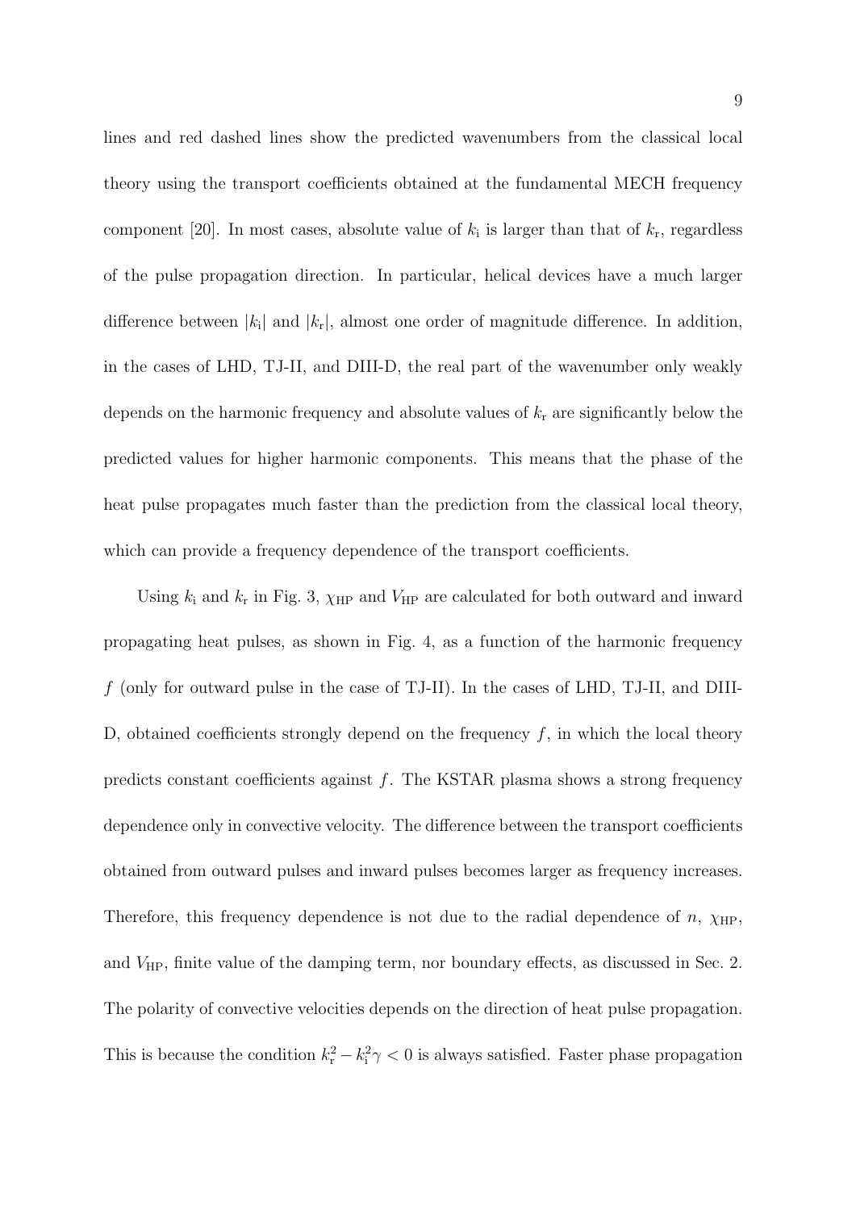lines and red dashed lines show the predicted wavenumbers from the classical local theory using the transport coefficients obtained at the fundamental MECH frequency component [20]. In most cases, absolute value of $k_\mathrm{i}$ is larger than that of $k_\mathrm{r}$, regardless of the pulse propagation direction. In particular, helical devices have a much larger difference between $|k_\mathrm{i}|$ and $|k_\mathrm{r}|$, almost one order of magnitude difference. In addition, in the cases of LHD, TJ-II, and DIII-D, the real part of the wavenumber only weakly depends on the harmonic frequency and absolute values of $k_\mathrm{r}$ are significantly below the predicted values for higher harmonic components. This means that the phase of the heat pulse propagates much faster than the prediction from the classical local theory, which can provide a frequency dependence of the transport coefficients.

Using $k_\mathrm{i}$ and $k_\mathrm{r}$ in Fig. 3, $\chi_\mathrm{HP}$ and $V_\mathrm{HP}$ are calculated for both outward and inward propagating heat pulses, as shown in Fig. 4, as a function of the harmonic frequency $f$ (only for outward pulse in the case of TJ-II). In the cases of LHD, TJ-II, and DIII-D, obtained coefficients strongly depend on the frequency $f$, in which the local theory predicts constant coefficients against $f$. The KSTAR plasma shows a strong frequency dependence only in convective velocity. The difference between the transport coefficients obtained from outward pulses and inward pulses becomes larger as frequency increases. Therefore, this frequency dependence is not due to the radial dependence of $n$, $\chi_\mathrm{HP}$, and $V_\mathrm{HP}$, finite value of the damping term, nor boundary effects, as discussed in Sec. 2. The polarity of convective velocities depends on the direction of heat pulse propagation. This is because the condition $k_\mathrm{r}^2 - k_\mathrm{i}^2\gamma < 0$ is always satisfied. Faster phase propagation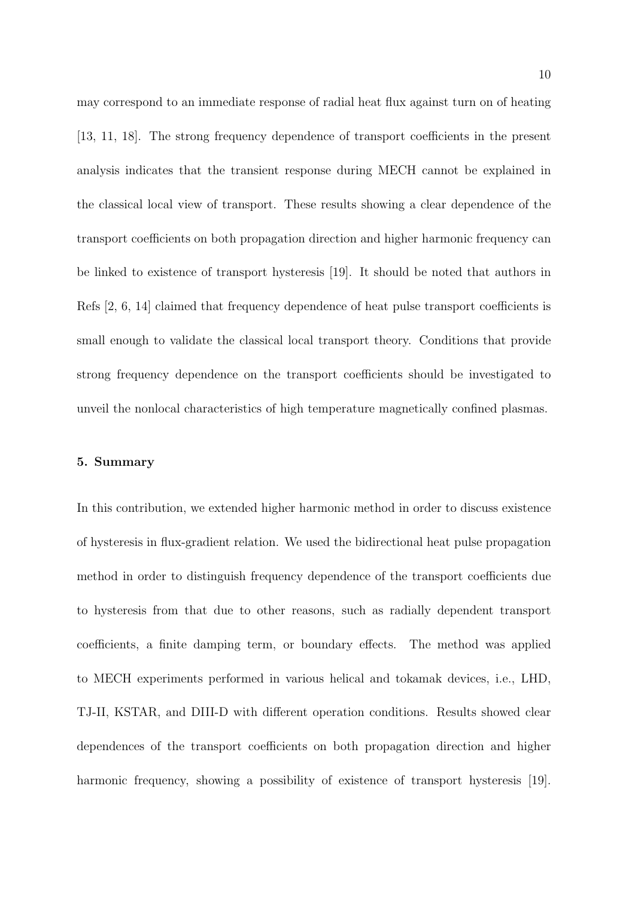may correspond to an immediate response of radial heat flux against turn on of heating [13, 11, 18]. The strong frequency dependence of transport coefficients in the present analysis indicates that the transient response during MECH cannot be explained in the classical local view of transport. These results showing a clear dependence of the transport coefficients on both propagation direction and higher harmonic frequency can be linked to existence of transport hysteresis [19]. It should be noted that authors in Refs [2, 6, 14] claimed that frequency dependence of heat pulse transport coefficients is small enough to validate the classical local transport theory. Conditions that provide strong frequency dependence on the transport coefficients should be investigated to unveil the nonlocal characteristics of high temperature magnetically confined plasmas.

## 5. Summary

In this contribution, we extended higher harmonic method in order to discuss existence of hysteresis in flux-gradient relation. We used the bidirectional heat pulse propagation method in order to distinguish frequency dependence of the transport coefficients due to hysteresis from that due to other reasons, such as radially dependent transport coefficients, a finite damping term, or boundary effects. The method was applied to MECH experiments performed in various helical and tokamak devices, i.e., LHD, TJ-II, KSTAR, and DIII-D with different operation conditions. Results showed clear dependences of the transport coefficients on both propagation direction and higher harmonic frequency, showing a possibility of existence of transport hysteresis [19].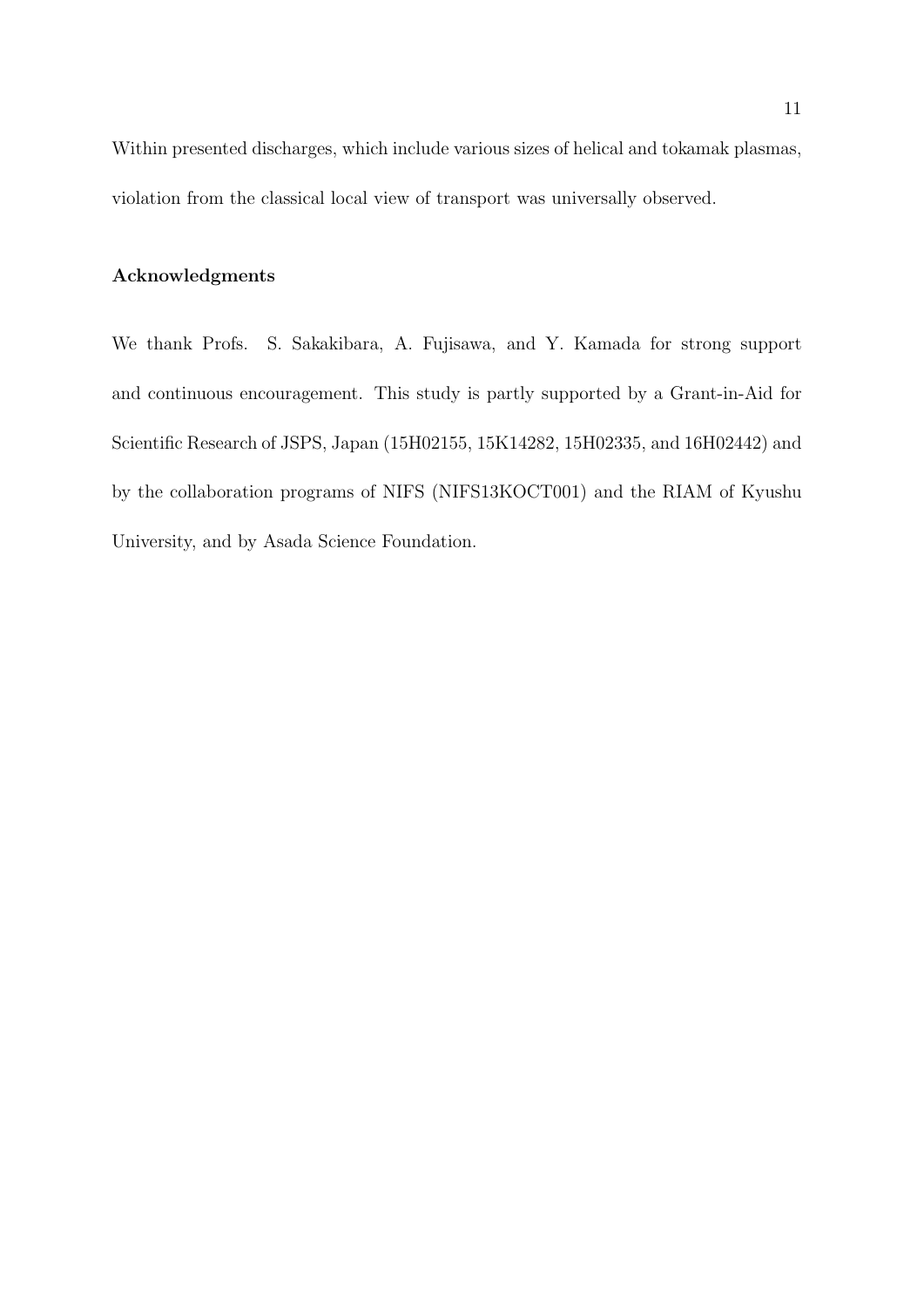Within presented discharges, which include various sizes of helical and tokamak plasmas, violation from the classical local view of transport was universally observed.

## Acknowledgments

We thank Profs. S. Sakakibara, A. Fujisawa, and Y. Kamada for strong support and continuous encouragement. This study is partly supported by a Grant-in-Aid for Scientific Research of JSPS, Japan (15H02155, 15K14282, 15H02335, and 16H02442) and by the collaboration programs of NIFS (NIFS13KOCT001) and the RIAM of Kyushu University, and by Asada Science Foundation.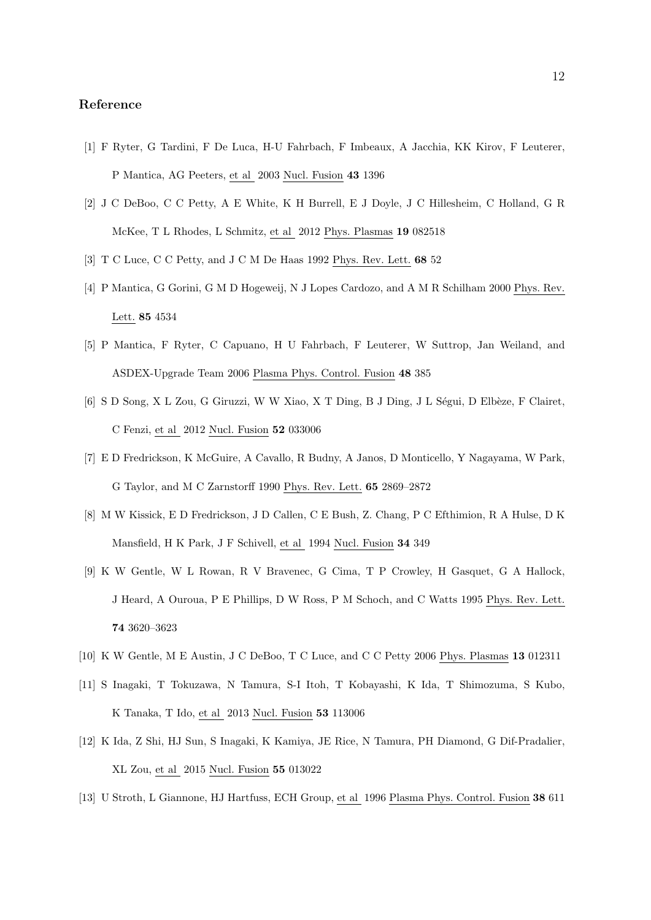## Reference

[1] F Ryter, G Tardini, F De Luca, H-U Fahrbach, F Imbeaux, A Jacchia, KK Kirov, F Leuterer, P Mantica, AG Peeters, et al 2003 Nucl. Fusion **43** 1396

[2] J C DeBoo, C C Petty, A E White, K H Burrell, E J Doyle, J C Hillesheim, C Holland, G R McKee, T L Rhodes, L Schmitz, et al 2012 Phys. Plasmas **19** 082518

[3] T C Luce, C C Petty, and J C M De Haas 1992 Phys. Rev. Lett. **68** 52

[4] P Mantica, G Gorini, G M D Hogeweij, N J Lopes Cardozo, and A M R Schilham 2000 Phys. Rev. Lett. **85** 4534

[5] P Mantica, F Ryter, C Capuano, H U Fahrbach, F Leuterer, W Suttrop, Jan Weiland, and ASDEX-Upgrade Team 2006 Plasma Phys. Control. Fusion **48** 385

[6] S D Song, X L Zou, G Giruzzi, W W Xiao, X T Ding, B J Ding, J L Ségui, D Elbèze, F Clairet, C Fenzi, et al 2012 Nucl. Fusion **52** 033006

[7] E D Fredrickson, K McGuire, A Cavallo, R Budny, A Janos, D Monticello, Y Nagayama, W Park, G Taylor, and M C Zarnstorff 1990 Phys. Rev. Lett. **65** 2869–2872

[8] M W Kissick, E D Fredrickson, J D Callen, C E Bush, Z. Chang, P C Efthimion, R A Hulse, D K Mansfield, H K Park, J F Schivell, et al 1994 Nucl. Fusion **34** 349

[9] K W Gentle, W L Rowan, R V Bravenec, G Cima, T P Crowley, H Gasquet, G A Hallock, J Heard, A Ouroua, P E Phillips, D W Ross, P M Schoch, and C Watts 1995 Phys. Rev. Lett. **74** 3620–3623

[10] K W Gentle, M E Austin, J C DeBoo, T C Luce, and C C Petty 2006 Phys. Plasmas **13** 012311

[11] S Inagaki, T Tokuzawa, N Tamura, S-I Itoh, T Kobayashi, K Ida, T Shimozuma, S Kubo, K Tanaka, T Ido, et al 2013 Nucl. Fusion **53** 113006

[12] K Ida, Z Shi, HJ Sun, S Inagaki, K Kamiya, JE Rice, N Tamura, PH Diamond, G Dif-Pradalier, XL Zou, et al 2015 Nucl. Fusion **55** 013022

[13] U Stroth, L Giannone, HJ Hartfuss, ECH Group, et al 1996 Plasma Phys. Control. Fusion **38** 611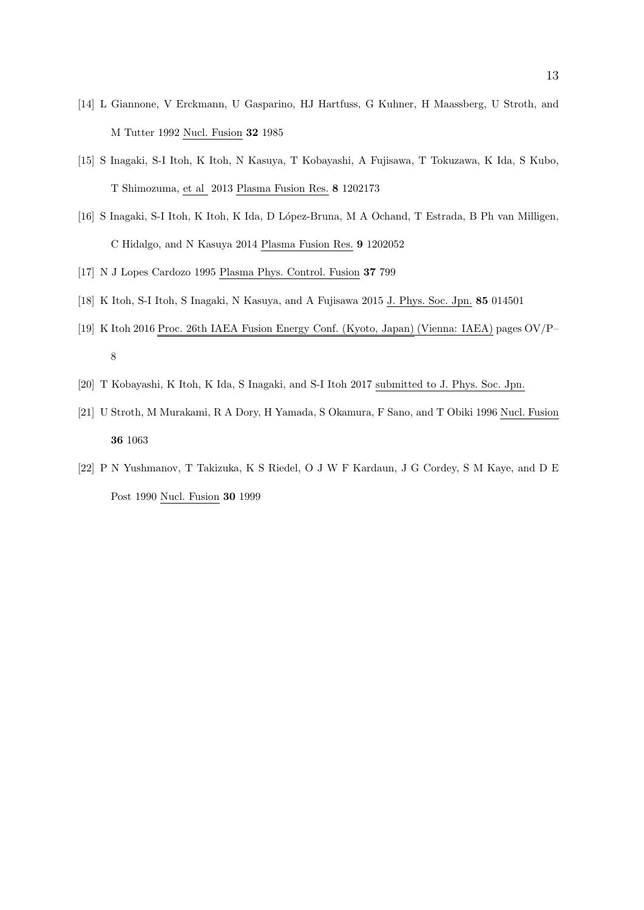[14] L Giannone, V Erckmann, U Gasparino, HJ Hartfuss, G Kuhner, H Maassberg, U Stroth, and M Tutter 1992 Nucl. Fusion **32** 1985

[15] S Inagaki, S-I Itoh, K Itoh, N Kasuya, T Kobayashi, A Fujisawa, T Tokuzawa, K Ida, S Kubo, T Shimozuma, et al 2013 Plasma Fusion Res. **8** 1202173

[16] S Inagaki, S-I Itoh, K Itoh, K Ida, D López-Bruna, M A Ochand, T Estrada, B Ph van Milligen, C Hidalgo, and N Kasuya 2014 Plasma Fusion Res. **9** 1202052

[17] N J Lopes Cardozo 1995 Plasma Phys. Control. Fusion **37** 799

[18] K Itoh, S-I Itoh, S Inagaki, N Kasuya, and A Fujisawa 2015 J. Phys. Soc. Jpn. **85** 014501

[19] K Itoh 2016 Proc. 26th IAEA Fusion Energy Conf. (Kyoto, Japan) (Vienna: IAEA) pages OV/P–8

[20] T Kobayashi, K Itoh, K Ida, S Inagaki, and S-I Itoh 2017 submitted to J. Phys. Soc. Jpn.

[21] U Stroth, M Murakami, R A Dory, H Yamada, S Okamura, F Sano, and T Obiki 1996 Nucl. Fusion **36** 1063

[22] P N Yushmanov, T Takizuka, K S Riedel, O J W F Kardaun, J G Cordey, S M Kaye, and D E Post 1990 Nucl. Fusion **30** 1999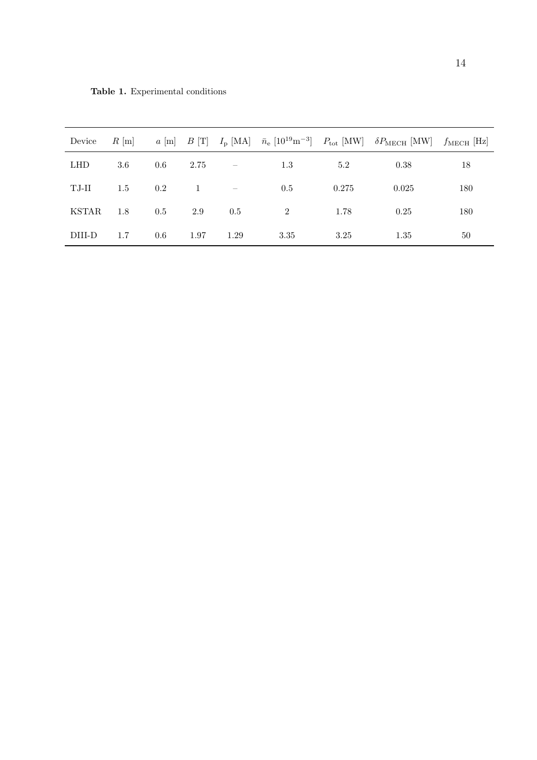**Table 1.** Experimental conditions

| Device | $R$ [m] | $a$ [m] | $B$ [T] | $I_\mathrm{p}$ [MA] | $\bar{n}_\mathrm{e}$ [$10^{19}\mathrm{m}^{-3}$] | $P_\mathrm{tot}$ [MW] | $\delta P_\mathrm{MECH}$ [MW] | $f_\mathrm{MECH}$ [Hz] |
|---|---|---|---|---|---|---|---|---|
| LHD | 3.6 | 0.6 | 2.75 | – | 1.3 | 5.2 | 0.38 | 18 |
| TJ-II | 1.5 | 0.2 | 1 | – | 0.5 | 0.275 | 0.025 | 180 |
| KSTAR | 1.8 | 0.5 | 2.9 | 0.5 | 2 | 1.78 | 0.25 | 180 |
| DIII-D | 1.7 | 0.6 | 1.97 | 1.29 | 3.35 | 3.25 | 1.35 | 50 |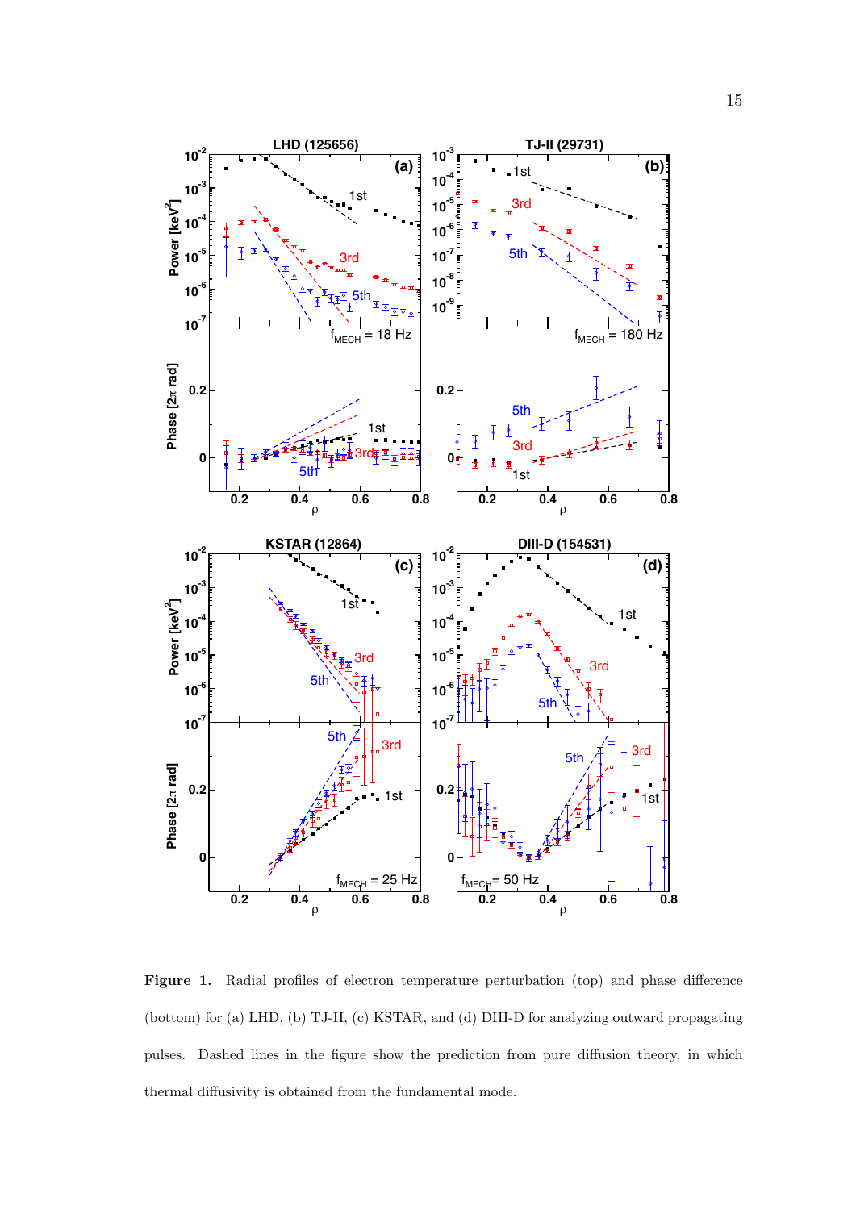**Figure 1.** Radial profiles of electron temperature perturbation (top) and phase difference (bottom) for (a) LHD, (b) TJ-II, (c) KSTAR, and (d) DIII-D for analyzing outward propagating pulses. Dashed lines in the figure show the prediction from pure diffusion theory, in which thermal diffusivity is obtained from the fundamental mode.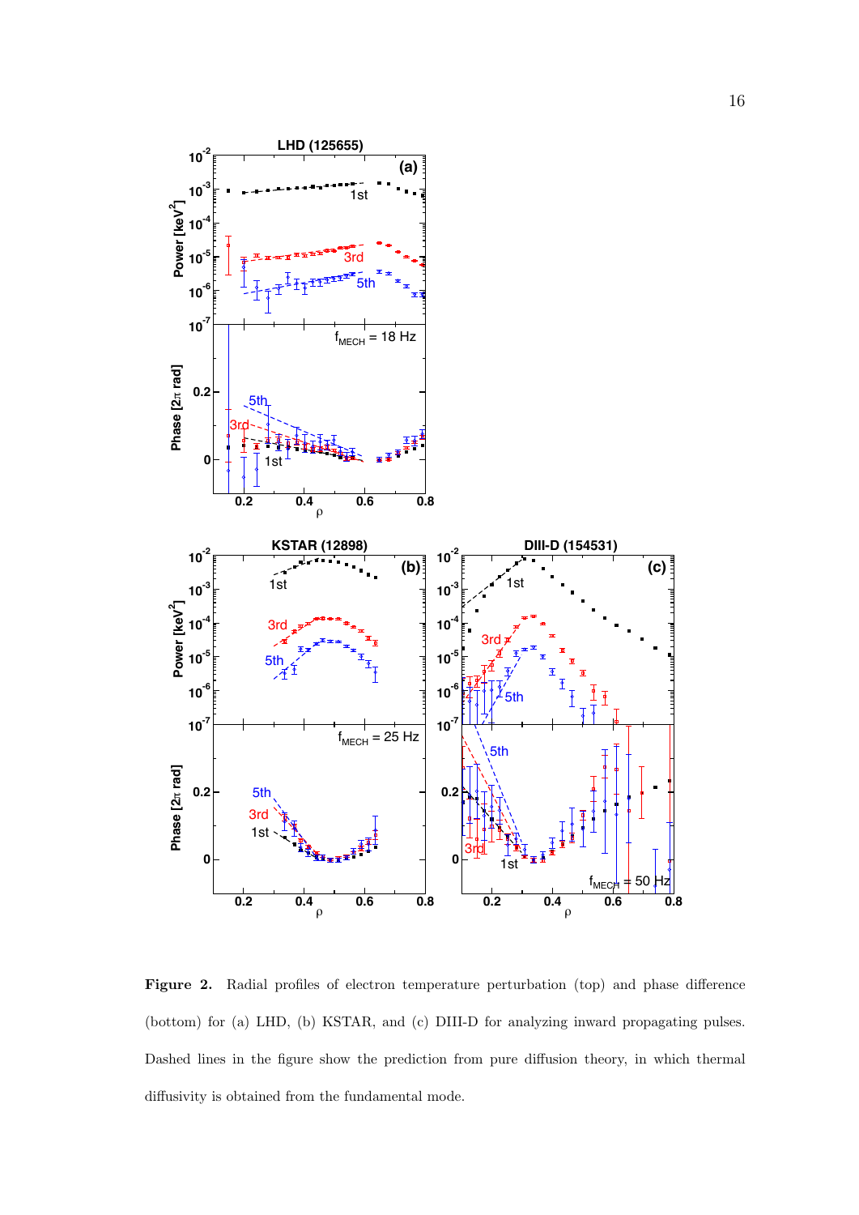**Figure 2.** Radial profiles of electron temperature perturbation (top) and phase difference (bottom) for (a) LHD, (b) KSTAR, and (c) DIII-D for analyzing inward propagating pulses. Dashed lines in the figure show the prediction from pure diffusion theory, in which thermal diffusivity is obtained from the fundamental mode.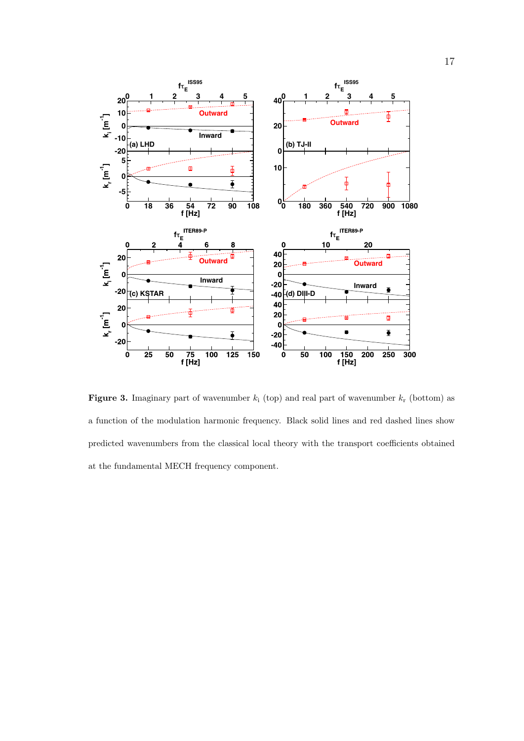**Figure 3.** Imaginary part of wavenumber $k_\mathrm{i}$ (top) and real part of wavenumber $k_\mathrm{r}$ (bottom) as a function of the modulation harmonic frequency. Black solid lines and red dashed lines show predicted wavenumbers from the classical local theory with the transport coefficients obtained at the fundamental MECH frequency component.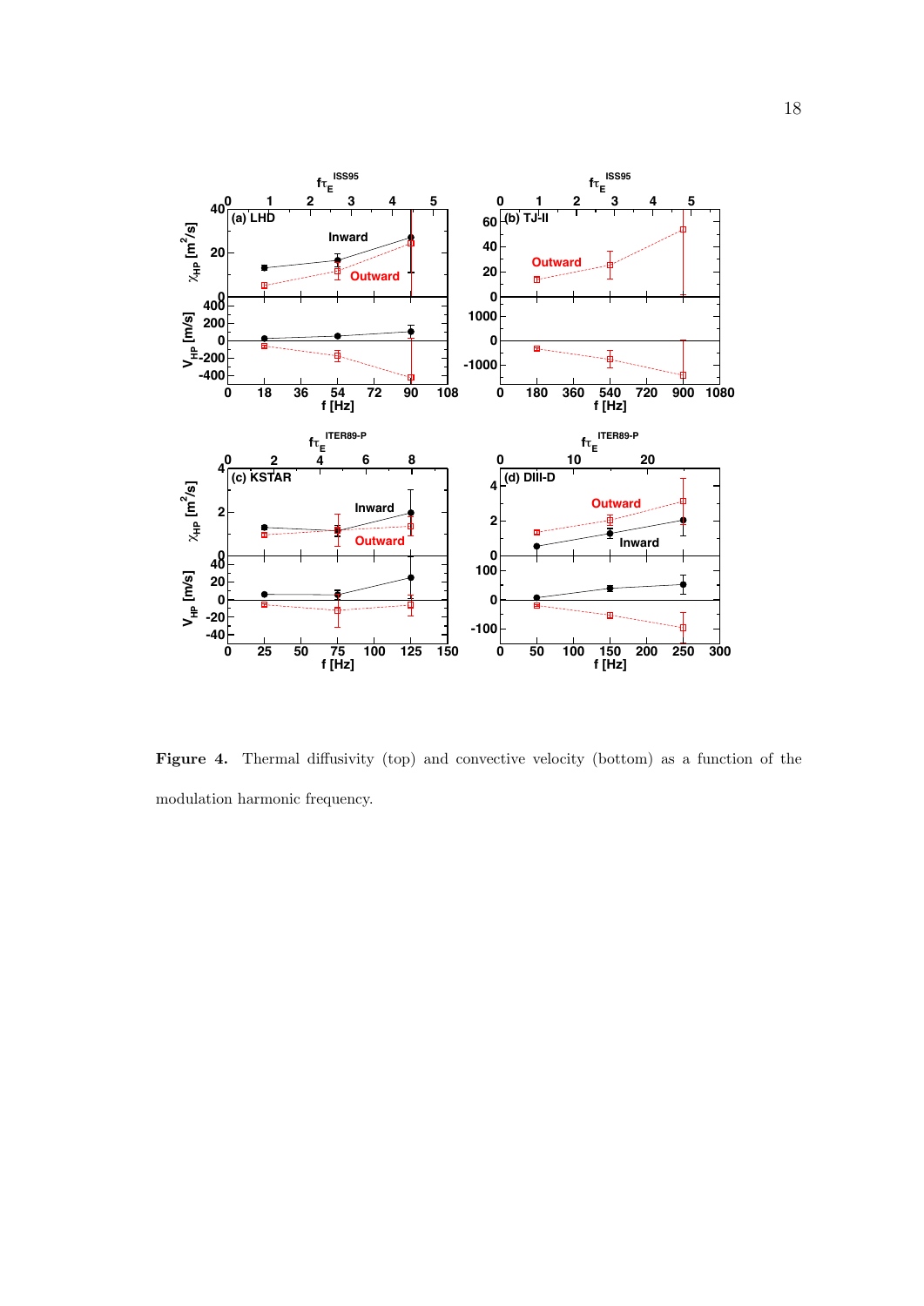(a) LHD

$f\tau_E^{ISS95}$

0 1 2 3 4 5

$\chi_{HP}$ [m$^2$/s]

40

20

0

Inward

Outward

$V_{HP}$ [m/s]

400

200

0

-200

-400

0 18 36 54 72 90 108

f [Hz]

(b) TJ-II

$f\tau_E^{ISS95}$

0 1 2 3 4 5

60

40

20

0

Outward

1000

0

-1000

0 180 360 540 720 900 1080

f [Hz]

(c) KSTAR

$f\tau_E^{ITER89-P}$

0 2 4 6 8

$\chi_{HP}$ [m$^2$/s]

4

2

0

Inward

Outward

$V_{HP}$ [m/s]

40

20

0

-20

-40

0 25 50 75 100 125 150

f [Hz]

(d) DIII-D

$f\tau_E^{ITER89-P}$

0 10 20

4

2

0

Outward

Inward

100

0

-100

0 50 100 150 200 250 300

f [Hz]

**Figure 4.** Thermal diffusivity (top) and convective velocity (bottom) as a function of the modulation harmonic frequency.